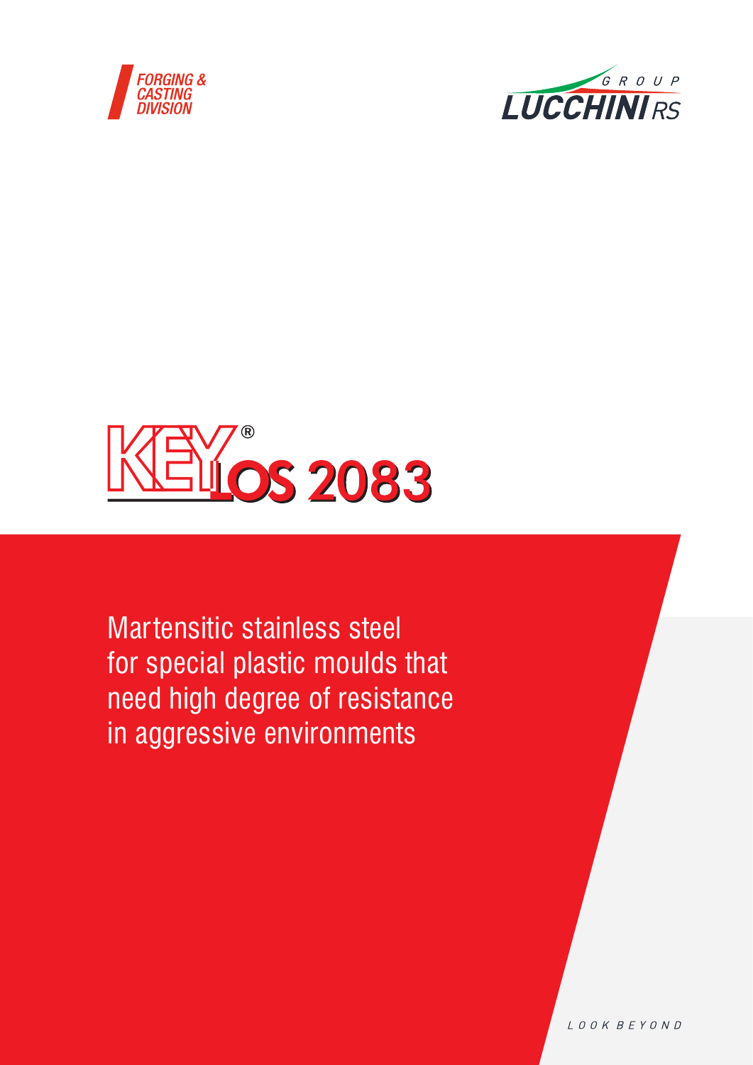FORGING & CASTING DIVISION

LUCCHINI RS GROUP

# KEYLOS® 2083

Martensitic stainless steel for special plastic moulds that need high degree of resistance in aggressive environments

LOOK BEYOND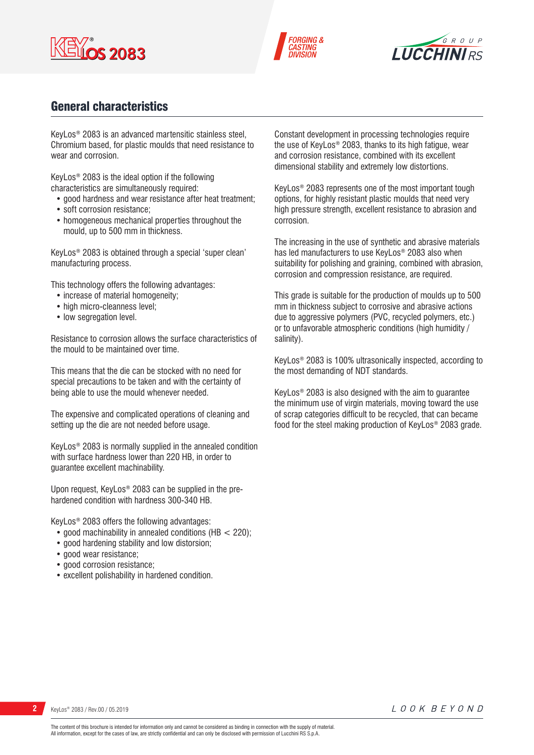## General characteristics

KeyLos® 2083 is an advanced martensitic stainless steel, Chromium based, for plastic moulds that need resistance to wear and corrosion.

KeyLos® 2083 is the ideal option if the following characteristics are simultaneously required:

- good hardness and wear resistance after heat treatment;
- soft corrosion resistance;
- homogeneous mechanical properties throughout the mould, up to 500 mm in thickness.

KeyLos® 2083 is obtained through a special 'super clean' manufacturing process.

This technology offers the following advantages:

- increase of material homogeneity;
- high micro-cleanness level;
- low segregation level.

Resistance to corrosion allows the surface characteristics of the mould to be maintained over time.

This means that the die can be stocked with no need for special precautions to be taken and with the certainty of being able to use the mould whenever needed.

The expensive and complicated operations of cleaning and setting up the die are not needed before usage.

KeyLos® 2083 is normally supplied in the annealed condition with surface hardness lower than 220 HB, in order to guarantee excellent machinability.

Upon request, KeyLos® 2083 can be supplied in the pre-hardened condition with hardness 300-340 HB.

KeyLos® 2083 offers the following advantages:

- good machinability in annealed conditions (HB < 220);
- good hardening stability and low distorsion;
- good wear resistance;
- good corrosion resistance;
- excellent polishability in hardened condition.

Constant development in processing technologies require the use of KeyLos® 2083, thanks to its high fatigue, wear and corrosion resistance, combined with its excellent dimensional stability and extremely low distortions.

KeyLos® 2083 represents one of the most important tough options, for highly resistant plastic moulds that need very high pressure strength, excellent resistance to abrasion and corrosion.

The increasing in the use of synthetic and abrasive materials has led manufacturers to use KeyLos® 2083 also when suitability for polishing and graining, combined with abrasion, corrosion and compression resistance, are required.

This grade is suitable for the production of moulds up to 500 mm in thickness subject to corrosive and abrasive actions due to aggressive polymers (PVC, recycled polymers, etc.) or to unfavorable atmospheric conditions (high humidity / salinity).

KeyLos® 2083 is 100% ultrasonically inspected, according to the most demanding of NDT standards.

KeyLos® 2083 is also designed with the aim to guarantee the minimum use of virgin materials, moving toward the use of scrap categories difficult to be recycled, that can became food for the steel making production of KeyLos® 2083 grade.

The content of this brochure is intended for information only and cannot be considered as binding in connection with the supply of material.
All information, except for the cases of law, are strictly confidential and can only be disclosed with permission of Lucchini RS S.p.A.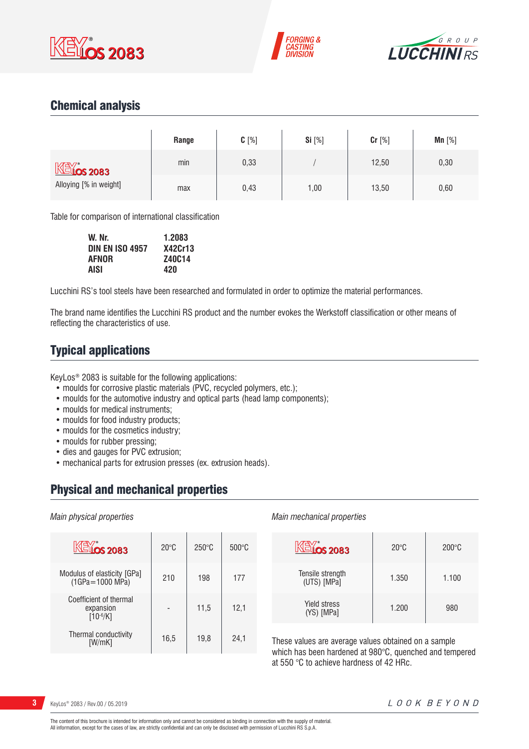## Chemical analysis

| | Range | C [%] | Si [%] | Cr [%] | Mn [%] |
|---|---|---|---|---|---|
| KEYLOS 2083 | min | 0,33 | / | 12,50 | 0,30 |
| Alloying [% in weight] | max | 0,43 | 1,00 | 13,50 | 0,60 |

Table for comparison of international classification

| | |
|---|---|
| **W. Nr.** | **1.2083** |
| **DIN EN ISO 4957** | **X42Cr13** |
| **AFNOR** | **Z40C14** |
| **AISI** | **420** |

Lucchini RS's tool steels have been researched and formulated in order to optimize the material performances.

The brand name identifies the Lucchini RS product and the number evokes the Werkstoff classification or other means of reflecting the characteristics of use.

## Typical applications

KeyLos® 2083 is suitable for the following applications:

- moulds for corrosive plastic materials (PVC, recycled polymers, etc.);
- moulds for the automotive industry and optical parts (head lamp components);
- moulds for medical instruments;
- moulds for food industry products;
- moulds for the cosmetics industry;
- moulds for rubber pressing;
- dies and gauges for PVC extrusion;
- mechanical parts for extrusion presses (ex. extrusion heads).

## Physical and mechanical properties

*Main physical properties*

| KEYLOS 2083 | 20°C | 250°C | 500°C |
|---|---|---|---|
| Modulus of elasticity [GPa] (1GPa=1000 MPa) | 210 | 198 | 177 |
| Coefficient of thermal expansion [$10^{-6}$/K] | - | 11,5 | 12,1 |
| Thermal conductivity [W/mK] | 16,5 | 19,8 | 24,1 |

*Main mechanical properties*

| KEYLOS 2083 | 20°C | 200°C |
|---|---|---|
| Tensile strength (UTS) [MPa] | 1.350 | 1.100 |
| Yield stress (YS) [MPa] | 1.200 | 980 |

These values are average values obtained on a sample which has been hardened at 980°C, quenched and tempered at 550 °C to achieve hardness of 42 HRc.

The content of this brochure is intended for information only and cannot be considered as binding in connection with the supply of material.
All information, except for the cases of law, are strictly confidential and can only be disclosed with permission of Lucchini RS S.p.A.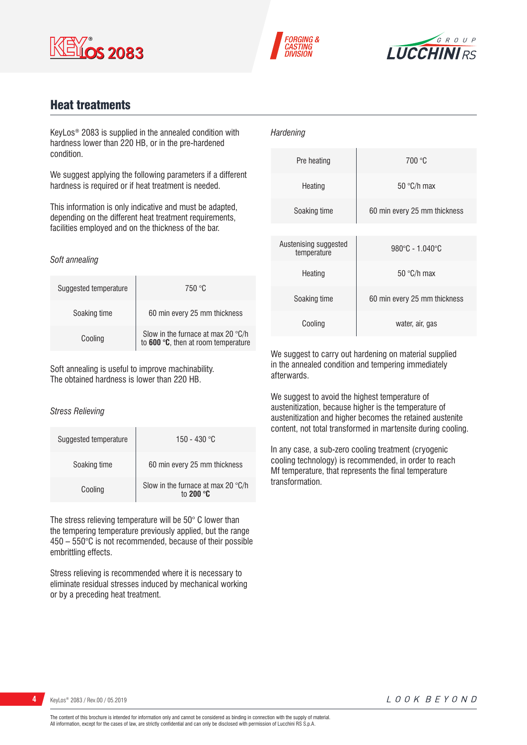## Heat treatments

KeyLos® 2083 is supplied in the annealed condition with hardness lower than 220 HB, or in the pre-hardened condition.

We suggest applying the following parameters if a different hardness is required or if heat treatment is needed.

This information is only indicative and must be adapted, depending on the different heat treatment requirements, facilities employed and on the thickness of the bar.

*Soft annealing*

| | |
|---|---|
| Suggested temperature | 750 °C |
| Soaking time | 60 min every 25 mm thickness |
| Cooling | Slow in the furnace at max 20 °C/h to **600 °C**, then at room temperature |

Soft annealing is useful to improve machinability.
The obtained hardness is lower than 220 HB.

*Stress Relieving*

| | |
|---|---|
| Suggested temperature | 150 - 430 °C |
| Soaking time | 60 min every 25 mm thickness |
| Cooling | Slow in the furnace at max 20 °C/h to **200 °C** |

The stress relieving temperature will be 50° C lower than the tempering temperature previously applied, but the range 450 – 550°C is not recommended, because of their possible embrittling effects.

Stress relieving is recommended where it is necessary to eliminate residual stresses induced by mechanical working or by a preceding heat treatment.

*Hardening*

| | |
|---|---|
| Pre heating | 700 °C |
| Heating | 50 °C/h max |
| Soaking time | 60 min every 25 mm thickness |

| | |
|---|---|
| Austenising suggested temperature | 980°C - 1.040°C |
| Heating | 50 °C/h max |
| Soaking time | 60 min every 25 mm thickness |
| Cooling | water, air, gas |

We suggest to carry out hardening on material supplied in the annealed condition and tempering immediately afterwards.

We suggest to avoid the highest temperature of austenitization, because higher is the temperature of austenitization and higher becomes the retained austenite content, not total transformed in martensite during cooling.

In any case, a sub-zero cooling treatment (cryogenic cooling technology) is recommended, in order to reach Mf temperature, that represents the final temperature transformation.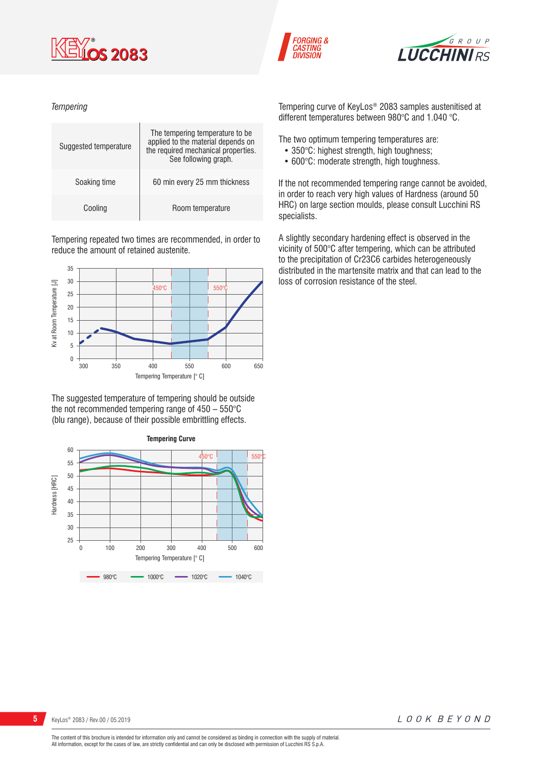*Tempering*

| Suggested temperature | The tempering temperature to be applied to the material depends on the required mechanical properties. See following graph. |
|---|---|
| Soaking time | 60 min every 25 mm thickness |
| Cooling | Room temperature |

Tempering repeated two times are recommended, in order to reduce the amount of retained austenite.

The suggested temperature of tempering should be outside the not recommended tempering range of 450 – 550°C (blu range), because of their possible embrittling effects.

Tempering curve of KeyLos® 2083 samples austenitised at different temperatures between 980°C and 1.040 °C.

The two optimum tempering temperatures are:

- 350°C: highest strength, high toughness;
- 600°C: moderate strength, high toughness.

If the not recommended tempering range cannot be avoided, in order to reach very high values of Hardness (around 50 HRC) on large section moulds, please consult Lucchini RS specialists.

A slightly secondary hardening effect is observed in the vicinity of 500°C after tempering, which can be attributed to the precipitation of $Cr_{23}C_6$ carbides heterogeneously distributed in the martensite matrix and that can lead to the loss of corrosion resistance of the steel.

The content of this brochure is intended for information only and cannot be considered as binding in connection with the supply of material.
All information, except for the cases of law, are strictly confidential and can only be disclosed with permission of Lucchini RS S.p.A.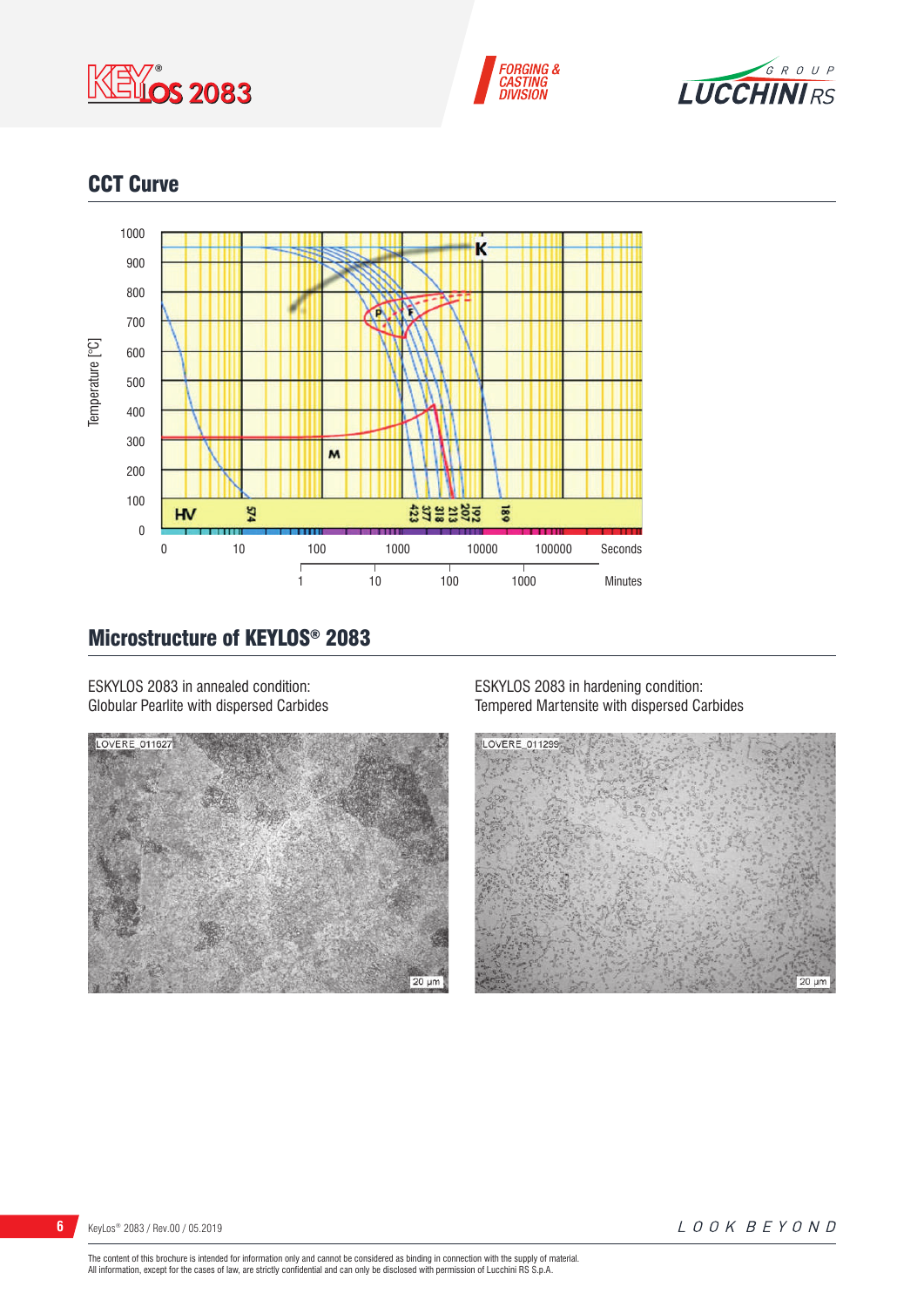## CCT Curve

1000

900

800

700

600

500

400

300

200

100

0

Temperature [°C]

K

P F

M

HV 574 423 377 318 213 207 192 189

0 10 100 1000 10000 100000 Seconds

1 10 100 1000 Minutes

## Microstructure of KEYLOS® 2083

ESKYLOS 2083 in annealed condition:
Globular Pearlite with dispersed Carbides

ESKYLOS 2083 in hardening condition:
Tempered Martensite with dispersed Carbides

LOVERE_011627

20 µm

LOVERE_011299

20 µm

The content of this brochure is intended for information only and cannot be considered as binding in connection with the supply of material.
All information, except for the cases of law, are strictly confidential and can only be disclosed with permission of Lucchini RS S.p.A.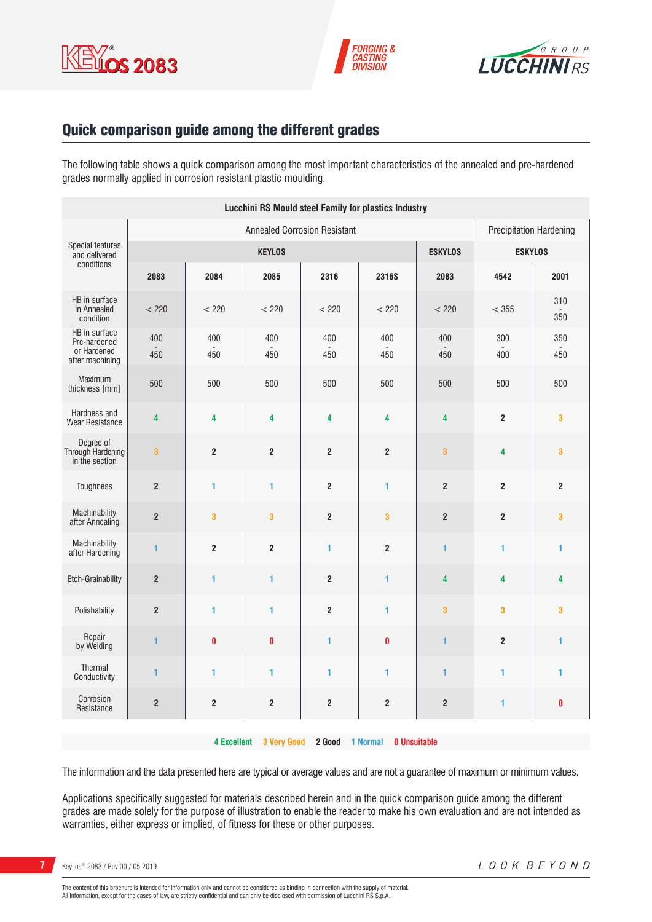## Quick comparison guide among the different grades

The following table shows a quick comparison among the most important characteristics of the annealed and pre-hardened grades normally applied in corrosion resistant plastic moulding.

| Lucchini RS Mould steel Family for plastics Industry | | | | | | | | |
|---|---|---|---|---|---|---|---|---|
| Special features and delivered conditions | Annealed Corrosion Resistant | | | | | | Precipitation Hardening | |
| | KEYLOS | | | | | ESKYLOS | ESKYLOS | |
| | 2083 | 2084 | 2085 | 2316 | 2316S | 2083 | 4542 | 2001 |
| HB in surface in Annealed condition | < 220 | < 220 | < 220 | < 220 | < 220 | < 220 | < 355 | 310 - 350 |
| HB in surface Pre-hardened or Hardened after machining | 400 - 450 | 400 - 450 | 400 - 450 | 400 - 450 | 400 - 450 | 400 - 450 | 300 - 400 | 350 - 450 |
| Maximum thickness [mm] | 500 | 500 | 500 | 500 | 500 | 500 | 500 | 500 |
| Hardness and Wear Resistance | 4 | 4 | 4 | 4 | 4 | 4 | 2 | 3 |
| Degree of Through Hardening in the section | 3 | 2 | 2 | 2 | 2 | 3 | 4 | 3 |
| Toughness | 2 | 1 | 1 | 2 | 1 | 2 | 2 | 2 |
| Machinability after Annealing | 2 | 3 | 3 | 2 | 3 | 2 | 2 | 3 |
| Machinability after Hardening | 1 | 2 | 2 | 1 | 2 | 1 | 1 | 1 |
| Etch-Grainability | 2 | 1 | 1 | 2 | 1 | 4 | 4 | 4 |
| Polishability | 2 | 1 | 1 | 2 | 1 | 3 | 3 | 3 |
| Repair by Welding | 1 | 0 | 0 | 1 | 0 | 1 | 2 | 1 |
| Thermal Conductivity | 1 | 1 | 1 | 1 | 1 | 1 | 1 | 1 |
| Corrosion Resistance | 2 | 2 | 2 | 2 | 2 | 2 | 1 | 0 |

**4 Excellent** **3 Very Good** **2 Good** **1 Normal** **0 Unsuitable**

The information and the data presented here are typical or average values and are not a guarantee of maximum or minimum values.

Applications specifically suggested for materials described herein and in the quick comparison guide among the different grades are made solely for the purpose of illustration to enable the reader to make his own evaluation and are not intended as warranties, either express or implied, of fitness for these or other purposes.

The content of this brochure is intended for information only and cannot be considered as binding in connection with the supply of material.
All information, except for the cases of law, are strictly confidential and can only be disclosed with permission of Lucchini RS S.p.A.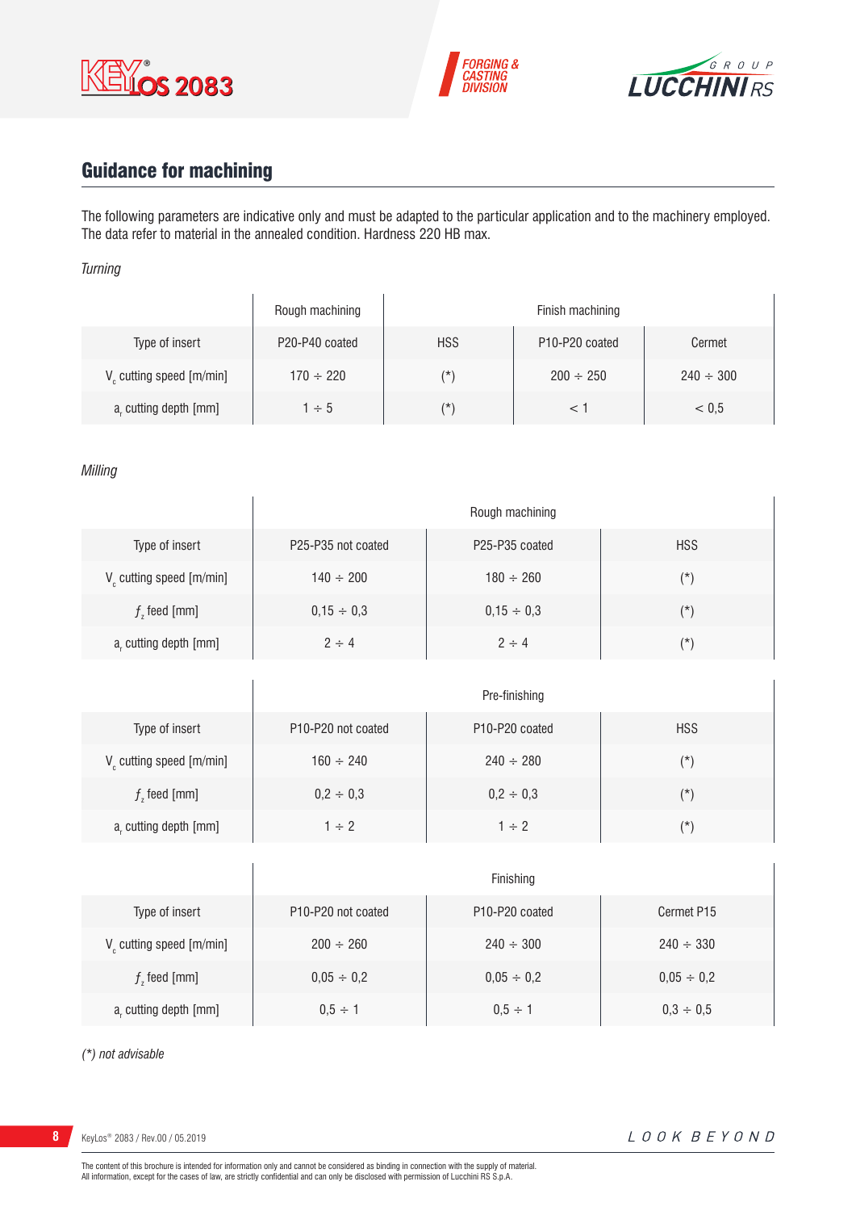## Guidance for machining

The following parameters are indicative only and must be adapted to the particular application and to the machinery employed. The data refer to material in the annealed condition. Hardness 220 HB max.

*Turning*

| | Rough machining | Finish machining | | |
|---|---|---|---|---|
| Type of insert | P20-P40 coated | HSS | P10-P20 coated | Cermet |
| $V_c$ cutting speed [m/min] | 170 ÷ 220 | (*) | 200 ÷ 250 | 240 ÷ 300 |
| $a_r$ cutting depth [mm] | 1 ÷ 5 | (*) | < 1 | < 0,5 |

*Milling*

| | Rough machining | | |
|---|---|---|---|
| Type of insert | P25-P35 not coated | P25-P35 coated | HSS |
| $V_c$ cutting speed [m/min] | 140 ÷ 200 | 180 ÷ 260 | (*) |
| $f_z$ feed [mm] | 0,15 ÷ 0,3 | 0,15 ÷ 0,3 | (*) |
| $a_r$ cutting depth [mm] | 2 ÷ 4 | 2 ÷ 4 | (*) |

| | Pre-finishing | | |
|---|---|---|---|
| Type of insert | P10-P20 not coated | P10-P20 coated | HSS |
| $V_c$ cutting speed [m/min] | 160 ÷ 240 | 240 ÷ 280 | (*) |
| $f_z$ feed [mm] | 0,2 ÷ 0,3 | 0,2 ÷ 0,3 | (*) |
| $a_r$ cutting depth [mm] | 1 ÷ 2 | 1 ÷ 2 | (*) |

| | Finishing | | |
|---|---|---|---|
| Type of insert | P10-P20 not coated | P10-P20 coated | Cermet P15 |
| $V_c$ cutting speed [m/min] | 200 ÷ 260 | 240 ÷ 300 | 240 ÷ 330 |
| $f_z$ feed [mm] | 0,05 ÷ 0,2 | 0,05 ÷ 0,2 | 0,05 ÷ 0,2 |
| $a_r$ cutting depth [mm] | 0,5 ÷ 1 | 0,5 ÷ 1 | 0,3 ÷ 0,5 |

*(*) not advisable*

The content of this brochure is intended for information only and cannot be considered as binding in connection with the supply of material.
All information, except for the cases of law, are strictly confidential and can only be disclosed with permission of Lucchini RS S.p.A.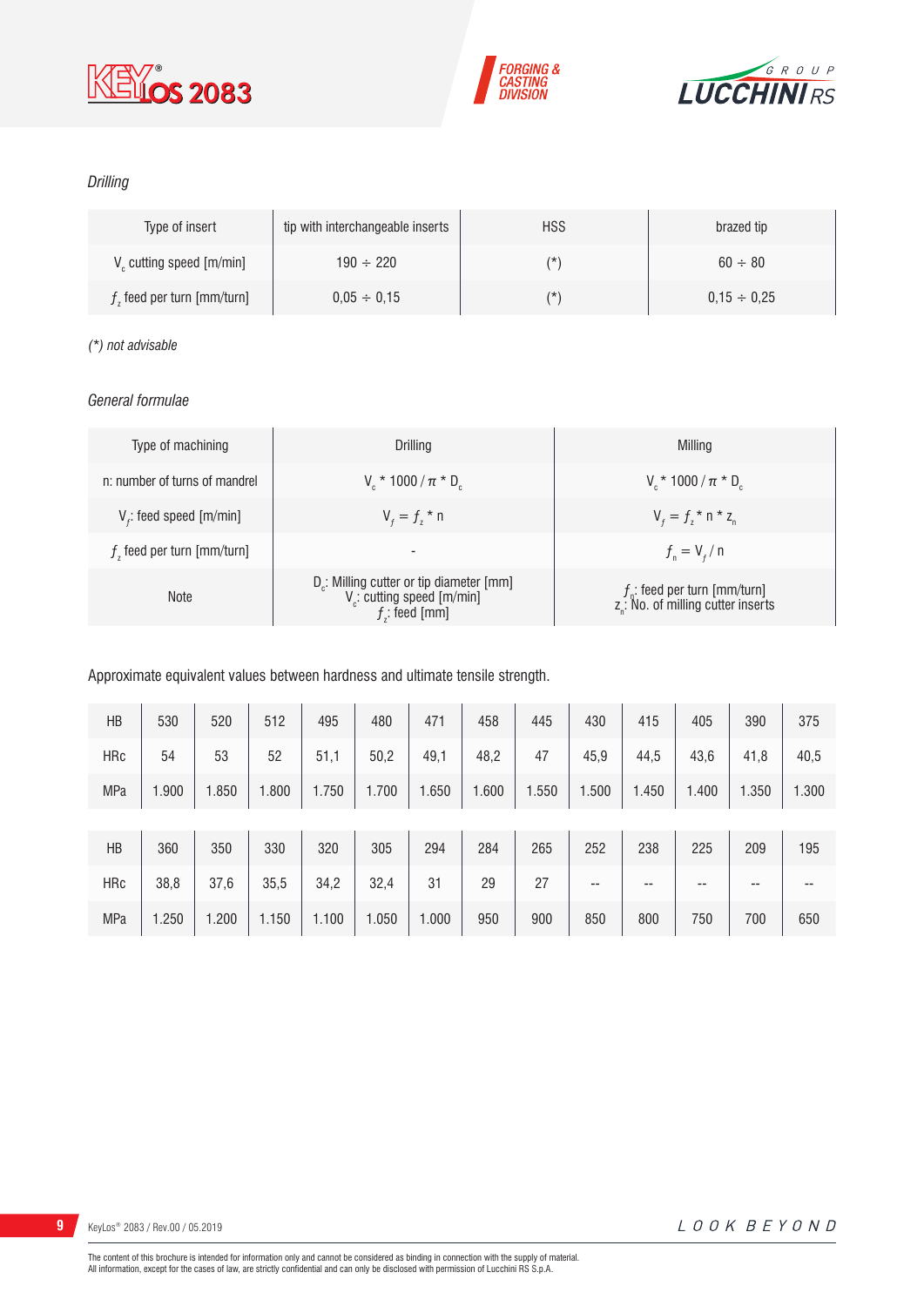*Drilling*

| Type of insert | tip with interchangeable inserts | HSS | brazed tip |
|---|---|---|---|
| $V_c$ cutting speed [m/min] | 190 ÷ 220 | (*) | 60 ÷ 80 |
| $f_z$ feed per turn [mm/turn] | 0,05 ÷ 0,15 | (*) | 0,15 ÷ 0,25 |

*(*) not advisable*

*General formulae*

| Type of machining | Drilling | Milling |
|---|---|---|
| n: number of turns of mandrel | $V_c * 1000 / \pi * D_c$ | $V_c * 1000 / \pi * D_c$ |
| $V_f$: feed speed [m/min] | $V_f = f_z * n$ | $V_f = f_z * n * z_n$ |
| $f_z$ feed per turn [mm/turn] | - | $f_n = V_f / n$ |
| Note | $D_c$: Milling cutter or tip diameter [mm]<br>$V_c$: cutting speed [m/min]<br>$f_z$: feed [mm] | $f_n$: feed per turn [mm/turn]<br>$z_n$: No. of milling cutter inserts |

Approximate equivalent values between hardness and ultimate tensile strength.

| HB | 530 | 520 | 512 | 495 | 480 | 471 | 458 | 445 | 430 | 415 | 405 | 390 | 375 |
|---|---|---|---|---|---|---|---|---|---|---|---|---|---|
| HRc | 54 | 53 | 52 | 51,1 | 50,2 | 49,1 | 48,2 | 47 | 45,9 | 44,5 | 43,6 | 41,8 | 40,5 |
| MPa | 1.900 | 1.850 | 1.800 | 1.750 | 1.700 | 1.650 | 1.600 | 1.550 | 1.500 | 1.450 | 1.400 | 1.350 | 1.300 |

| HB | 360 | 350 | 330 | 320 | 305 | 294 | 284 | 265 | 252 | 238 | 225 | 209 | 195 |
|---|---|---|---|---|---|---|---|---|---|---|---|---|---|
| HRc | 38,8 | 37,6 | 35,5 | 34,2 | 32,4 | 31 | 29 | 27 | -- | -- | -- | -- | -- |
| MPa | 1.250 | 1.200 | 1.150 | 1.100 | 1.050 | 1.000 | 950 | 900 | 850 | 800 | 750 | 700 | 650 |

The content of this brochure is intended for information only and cannot be considered as binding in connection with the supply of material.
All information, except for the cases of law, are strictly confidential and can only be disclosed with permission of Lucchini RS S.p.A.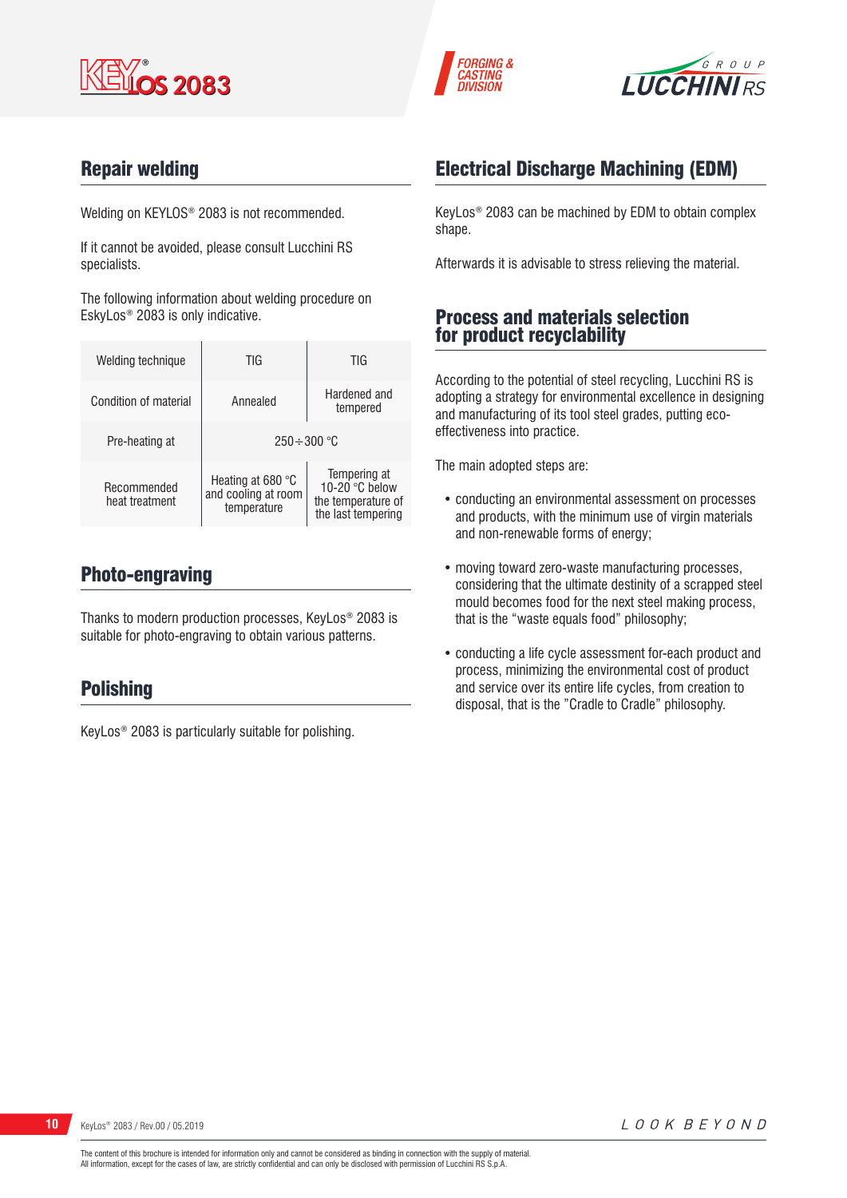## Repair welding

Welding on KEYLOS® 2083 is not recommended.

If it cannot be avoided, please consult Lucchini RS specialists.

The following information about welding procedure on EskyLos® 2083 is only indicative.

| | | |
|---|---|---|
| Welding technique | TIG | TIG |
| Condition of material | Annealed | Hardened and tempered |
| Pre-heating at | 250÷300 °C | |
| Recommended heat treatment | Heating at 680 °C and cooling at room temperature | Tempering at 10-20 °C below the temperature of the last tempering |

## Photo-engraving

Thanks to modern production processes, KeyLos® 2083 is suitable for photo-engraving to obtain various patterns.

## Polishing

KeyLos® 2083 is particularly suitable for polishing.

## Electrical Discharge Machining (EDM)

KeyLos® 2083 can be machined by EDM to obtain complex shape.

Afterwards it is advisable to stress relieving the material.

## Process and materials selection for product recyclability

According to the potential of steel recycling, Lucchini RS is adopting a strategy for environmental excellence in designing and manufacturing of its tool steel grades, putting eco-effectiveness into practice.

The main adopted steps are:

- conducting an environmental assessment on processes and products, with the minimum use of virgin materials and non-renewable forms of energy;
- moving toward zero-waste manufacturing processes, considering that the ultimate destinity of a scrapped steel mould becomes food for the next steel making process, that is the "waste equals food" philosophy;
- conducting a life cycle assessment for-each product and process, minimizing the environmental cost of product and service over its entire life cycles, from creation to disposal, that is the "Cradle to Cradle" philosophy.

The content of this brochure is intended for information only and cannot be considered as binding in connection with the supply of material.
All information, except for the cases of law, are strictly confidential and can only be disclosed with permission of Lucchini RS S.p.A.